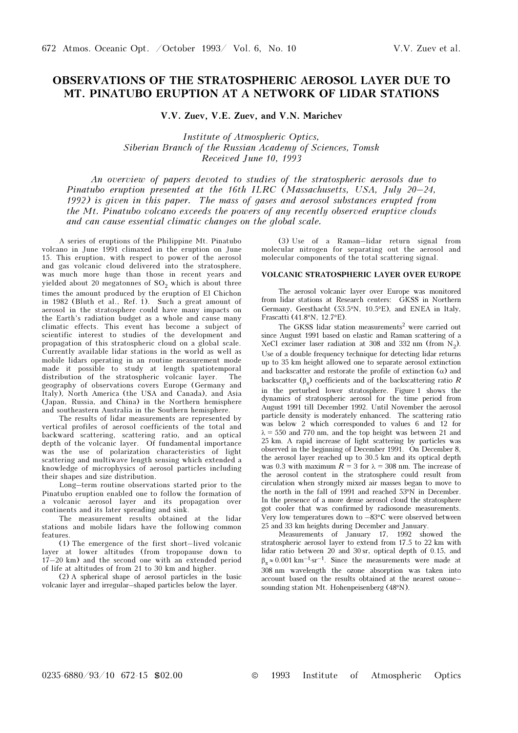# OBSERVATIONS OF THE STRATOSPHERIC AEROSOL LAYER DUE TO MT. PINATUBO ERUPTION AT A NETWORK OF LIDAR STATIONS

**V.V. Zuev, V.E. Zuev, and V.N. Marichev**

*Institute of Atmospheric Optics,*
*Siberian Branch of the Russian Academy of Sciences, Tomsk*
*Received June 10, 1993*

*An overview of papers devoted to studies of the stratospheric aerosols due to Pinatubo eruption presented at the 16th ILRC (Massachusetts, USA, July 20–24, 1992) is given in this paper. The mass of gases and aerosol substances erupted from the Mt. Pinatubo volcano exceeds the powers of any recently observed eruptive clouds and can cause essential climatic changes on the global scale.*

A series of eruptions of the Philippine Mt. Pinatubo volcano in June 1991 climaxed in the eruption on June 15. This eruption, with respect to power of the aerosol and gas volcanic cloud delivered into the stratosphere, was much more huge than those in recent years and yielded about 20 megatonnes of $SO_2$ which is about three times the amount produced by the eruption of El Chichon in 1982 (Bluth et al., Ref. 1). Such a great amount of aerosol in the stratosphere could have many impacts on the Earth's radiation budget as a whole and cause many climatic effects. This event has become a subject of scientific interest to studies of the development and propagation of this stratospheric cloud on a global scale. Currently available lidar stations in the world as well as mobile lidars operating in an routine measurement mode made it possible to study at length spatiotemporal distribution of the stratospheric volcanic layer. The geography of observations covers Europe (Germany and Italy), North America (the USA and Canada), and Asia (Japan, Russia, and China) in the Northern hemisphere and southeastern Australia in the Southern hemisphere.

The results of lidar measurements are represented by vertical profiles of aerosol coefficients of the total and backward scattering, scattering ratio, and an optical depth of the volcanic layer. Of fundamental importance was the use of polarization characteristics of light scattering and multiwave length sensing which extended a knowledge of microphysics of aerosol particles including their shapes and size distribution.

Long–term routine observations started prior to the Pinatubo eruption enabled one to follow the formation of a volcanic aerosol layer and its propagation over continents and its later spreading and sink.

The measurement results obtained at the lidar stations and mobile lidars have the following common features.

(1) The emergence of the first short–lived volcanic layer at lower altitudes (from tropopause down to 17–20 km) and the second one with an extended period of life at altitudes of from 21 to 30 km and higher.

(2) A spherical shape of aerosol particles in the basic volcanic layer and irregular–shaped particles below the layer.

(3) Use of a Raman–lidar return signal from molecular nitrogen for separating out the aerosol and molecular components of the total scattering signal.

## VOLCANIC STRATOSPHERIC LAYER OVER EUROPE

The aerosol volcanic layer over Europe was monitored from lidar stations at Research centers: GKSS in Northern Germany, Geesthacht (53.5°N, 10.5°E), and ENEA in Italy, Frascatti (41.8°N, 12.7°E).

The GKSS lidar station measurements[2] were carried out since August 1991 based on elastic and Raman scattering of a XeCl excimer laser radiation at 308 and 332 nm (from $N_2$). Use of a double frequency technique for detecting lidar returns up to 35 km height allowed one to separate aerosol extinction and backscatter and restore the profile of extinction ($\alpha$) and backscatter ($\beta_\pi$) coefficients and of the backscattering ratio $R$ in the perturbed lower stratosphere. Figure 1 shows the dynamics of stratospheric aerosol for the time period from August 1991 till December 1992. Until November the aerosol particle density is moderately enhanced. The scattering ratio was below 2 which corresponded to values 6 and 12 for $\lambda = 550$ and 770 nm, and the top height was between 21 and 25 km. A rapid increase of light scattering by particles was observed in the beginning of December 1991. On December 8, the aerosol layer reached up to 30.5 km and its optical depth was 0.3 with maximum $R = 3$ for $\lambda = 308$ nm. The increase of the aerosol content in the stratosphere could result from circulation when strongly mixed air masses began to move to the north in the fall of 1991 and reached 53°N in December. In the presence of a more dense aerosol cloud the stratosphere got cooler that was confirmed by radiosonde measurements. Very low temperatures down to –83°C were observed between 25 and 33 km heights during December and January.

Measurements of January 17, 1992 showed the stratospheric aerosol layer to extend from 17.5 to 22 km with lidar ratio between 20 and 30 sr, optical depth of 0.15, and $\beta_\pi \approx 0.001\ \mathrm{km^{-1} \cdot sr^{-1}}$. Since the measurements were made at 308 nm wavelength the ozone absorption was taken into account based on the results obtained at the nearest ozone–sounding station Mt. Hohenpeisenberg (48°N).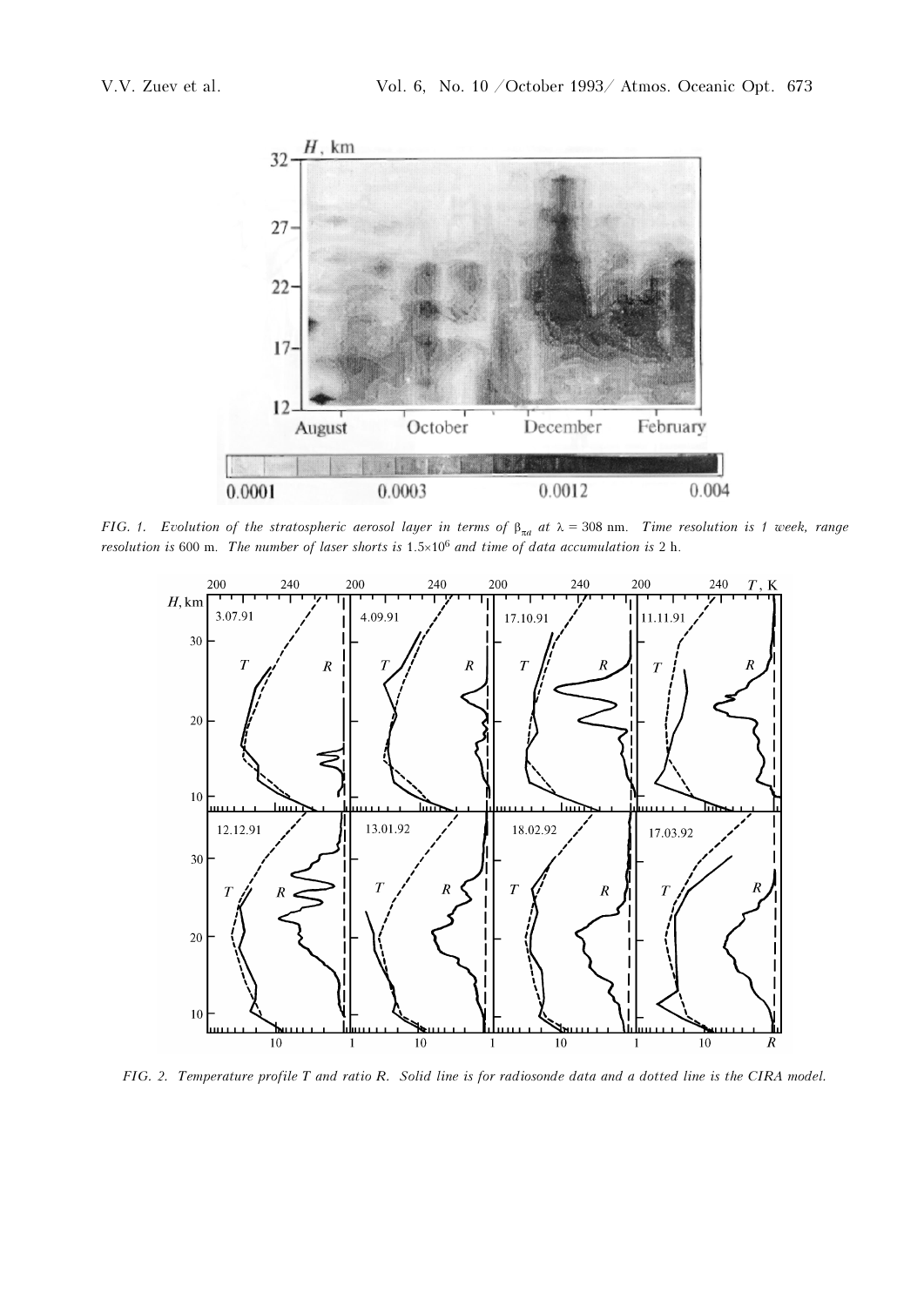*FIG. 1. Evolution of the stratospheric aerosol layer in terms of $\beta_{\pi a}$ at $\lambda = 308$ nm. Time resolution is 1 week, range resolution is 600 m. The number of laser shorts is $1.5{\times}10^6$ and time of data accumulation is 2 h.*

*FIG. 2. Temperature profile T and ratio R. Solid line is for radiosonde data and a dotted line is the CIRA model.*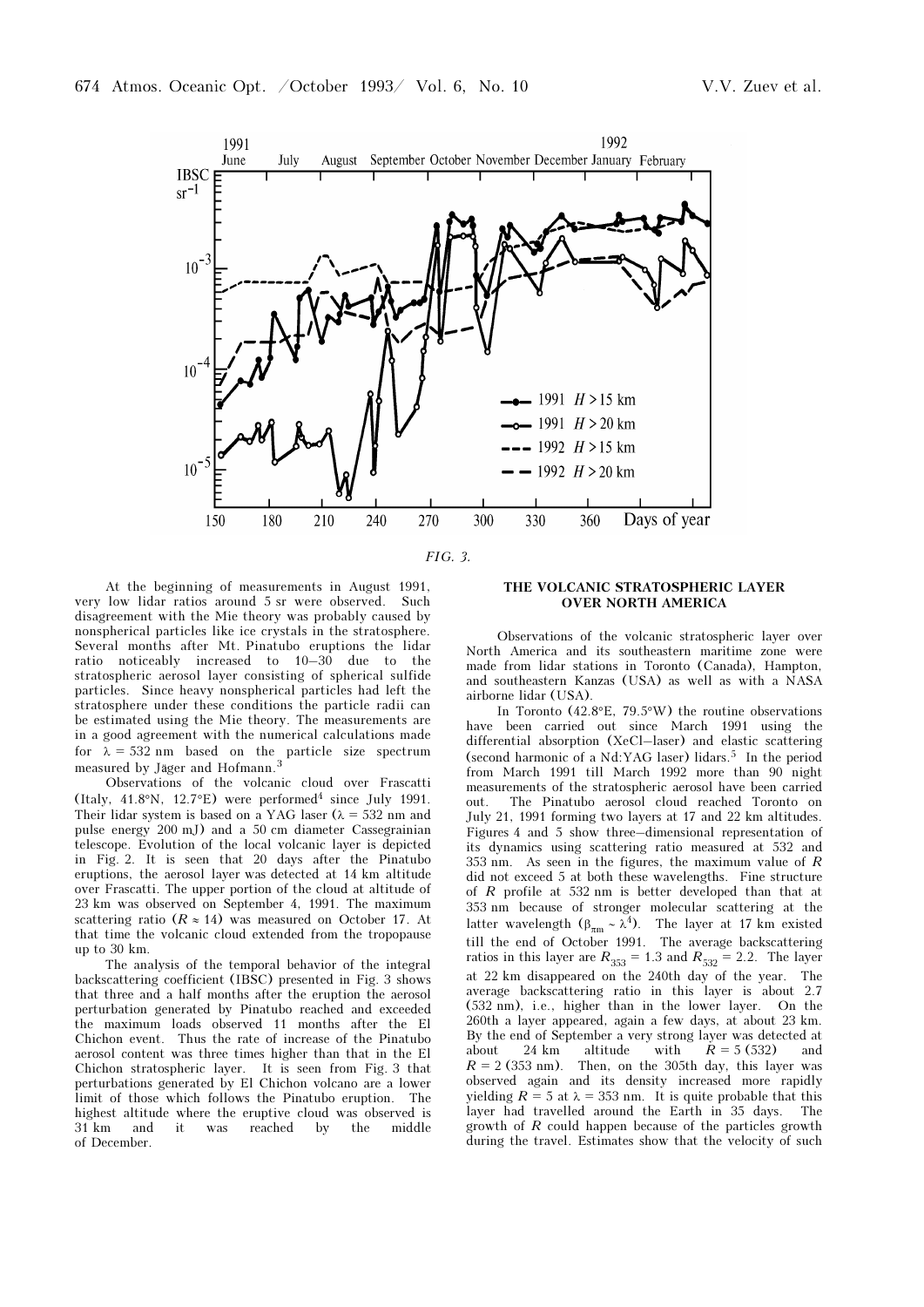FIG. 3.

At the beginning of measurements in August 1991, very low lidar ratios around 5 sr were observed. Such disagreement with the Mie theory was probably caused by nonspherical particles like ice crystals in the stratosphere. Several months after Mt. Pinatubo eruptions the lidar ratio noticeably increased to 10–30 due to the stratospheric aerosol layer consisting of spherical sulfide particles. Since heavy nonspherical particles had left the stratosphere under these conditions the particle radii can be estimated using the Mie theory. The measurements are in a good agreement with the numerical calculations made for $\lambda = 532$ nm based on the particle size spectrum measured by Jäger and Hofmann.[3]

Observations of the volcanic cloud over Frascatti (Italy, 41.8°N, 12.7°E) were performed[4] since July 1991. Their lidar system is based on a YAG laser ($\lambda = 532$ nm and pulse energy 200 mJ) and a 50 cm diameter Cassegrainian telescope. Evolution of the local volcanic layer is depicted in Fig. 2. It is seen that 20 days after the Pinatubo eruptions, the aerosol layer was detected at 14 km altitude over Frascatti. The upper portion of the cloud at altitude of 23 km was observed on September 4, 1991. The maximum scattering ratio ($R \approx 14$) was measured on October 17. At that time the volcanic cloud extended from the tropopause up to 30 km.

The analysis of the temporal behavior of the integral backscattering coefficient (IBSC) presented in Fig. 3 shows that three and a half months after the eruption the aerosol perturbation generated by Pinatubo reached and exceeded the maximum loads observed 11 months after the El Chichon event. Thus the rate of increase of the Pinatubo aerosol content was three times higher than that in the El Chichon stratospheric layer. It is seen from Fig. 3 that perturbations generated by El Chichon volcano are a lower limit of those which follows the Pinatubo eruption. The highest altitude where the eruptive cloud was observed is 31 km and it was reached by the middle of December.

## THE VOLCANIC STRATOSPHERIC LAYER OVER NORTH AMERICA

Observations of the volcanic stratospheric layer over North America and its southeastern maritime zone were made from lidar stations in Toronto (Canada), Hampton, and southeastern Kanzas (USA) as well as with a NASA airborne lidar (USA).

In Toronto (42.8°E, 79.5°W) the routine observations have been carried out since March 1991 using the differential absorption (XeCl–laser) and elastic scattering (second harmonic of a Nd:YAG laser) lidars.[5] In the period from March 1991 till March 1992 more than 90 night measurements of the stratospheric aerosol have been carried out. The Pinatubo aerosol cloud reached Toronto on July 21, 1991 forming two layers at 17 and 22 km altitudes. Figures 4 and 5 show three–dimensional representation of its dynamics using scattering ratio measured at 532 and 353 nm. As seen in the figures, the maximum value of $R$ did not exceed 5 at both these wavelengths. Fine structure of $R$ profile at 532 nm is better developed than that at 353 nm because of stronger molecular scattering at the latter wavelength ($\beta_{\pi m} \sim \lambda^4$). The layer at 17 km existed till the end of October 1991. The average backscattering ratios in this layer are $R_{353} = 1.3$ and $R_{532} = 2.2$. The layer at 22 km disappeared on the 240th day of the year. The average backscattering ratio in this layer is about 2.7 (532 nm), i.e., higher than in the lower layer. On the 260th a layer appeared, again a few days, at about 23 km. By the end of September a very strong layer was detected at about 24 km altitude with $R = 5$ (532) and $R = 2$ (353 nm). Then, on the 305th day, this layer was observed again and its density increased more rapidly yielding $R = 5$ at $\lambda = 353$ nm. It is quite probable that this layer had travelled around the Earth in 35 days. The growth of $R$ could happen because of the particles growth during the travel. Estimates show that the velocity of such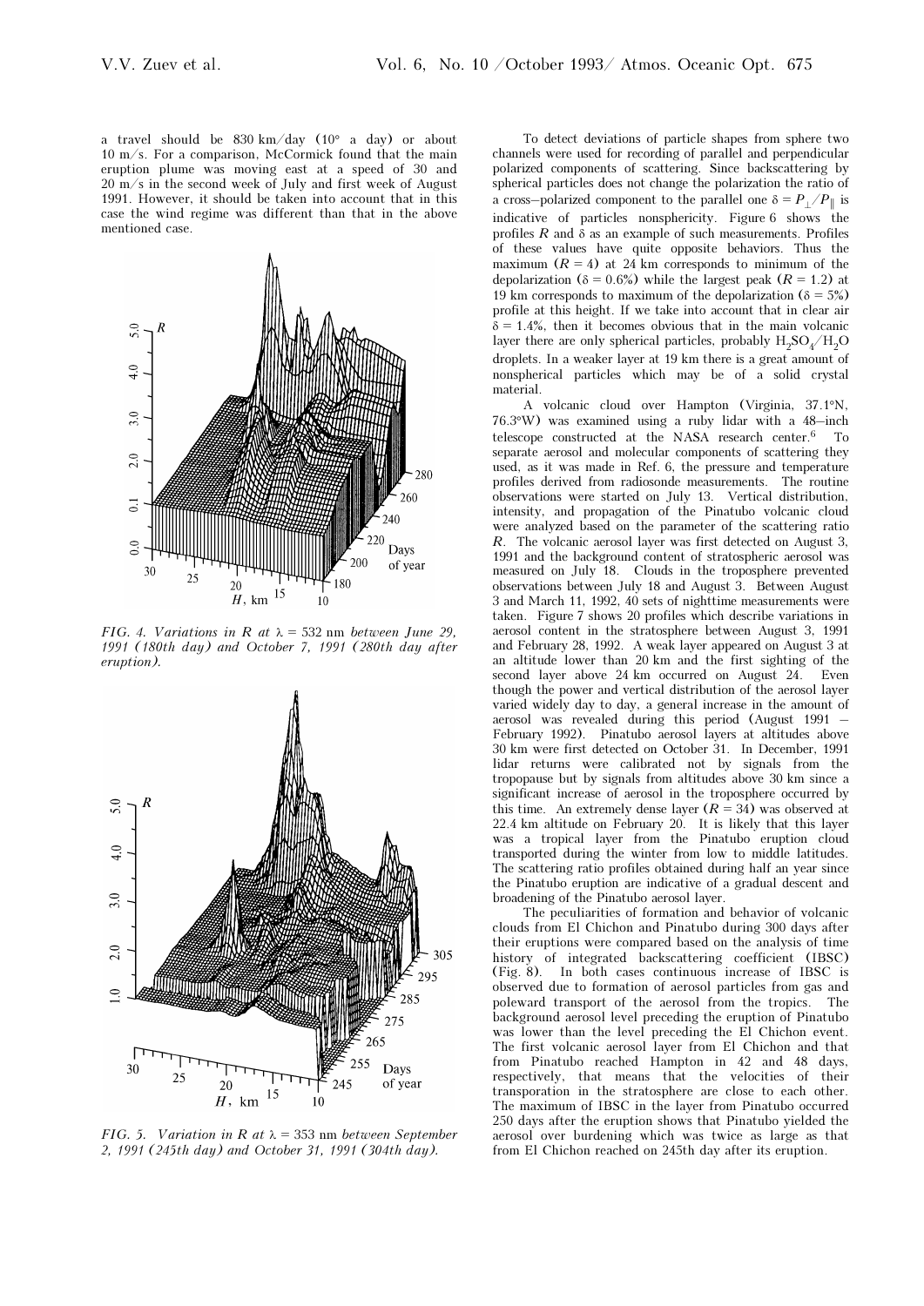a travel should be 830 km/day (10° a day) or about 10 m/s. For a comparison, McCormick found that the main eruption plume was moving east at a speed of 30 and 20 m/s in the second week of July and first week of August 1991. However, it should be taken into account that in this case the wind regime was different than that in the above mentioned case.

*FIG. 4. Variations in R at λ = 532 nm between June 29, 1991 (180th day) and October 7, 1991 (280th day after eruption).*

*FIG. 5. Variation in R at λ = 353 nm between September 2, 1991 (245th day) and October 31, 1991 (304th day).*

To detect deviations of particle shapes from sphere two channels were used for recording of parallel and perpendicular polarized components of scattering. Since backscattering by spherical particles does not change the polarization the ratio of a cross–polarized component to the parallel one $\delta = P_{\perp}/P_{\parallel}$ is indicative of particles nonsphericity. Figure 6 shows the profiles $R$ and $\delta$ as an example of such measurements. Profiles of these values have quite opposite behaviors. Thus the maximum ($R = 4$) at 24 km corresponds to minimum of the depolarization ($\delta = 0.6\%$) while the largest peak ($R = 1.2$) at 19 km corresponds to maximum of the depolarization ($\delta = 5\%$) profile at this height. If we take into account that in clear air $\delta = 1.4\%$, then it becomes obvious that in the main volcanic layer there are only spherical particles, probably $H_2SO_4/H_2O$ droplets. In a weaker layer at 19 km there is a great amount of nonspherical particles which may be of a solid crystal material.

A volcanic cloud over Hampton (Virginia, 37.1°N, 76.3°W) was examined using a ruby lidar with a 48–inch telescope constructed at the NASA research center.[6] To separate aerosol and molecular components of scattering they used, as it was made in Ref. 6, the pressure and temperature profiles derived from radiosonde measurements. The routine observations were started on July 13. Vertical distribution, intensity, and propagation of the Pinatubo volcanic cloud were analyzed based on the parameter of the scattering ratio $R$. The volcanic aerosol layer was first detected on August 3, 1991 and the background content of stratospheric aerosol was measured on July 18. Clouds in the troposphere prevented observations between July 18 and August 3. Between August 3 and March 11, 1992, 40 sets of nighttime measurements were taken. Figure 7 shows 20 profiles which describe variations in aerosol content in the stratosphere between August 3, 1991 and February 28, 1992. A weak layer appeared on August 3 at an altitude lower than 20 km and the first sighting of the second layer above 24 km occurred on August 24. Even though the power and vertical distribution of the aerosol layer varied widely day to day, a general increase in the amount of aerosol was revealed during this period (August 1991 – February 1992). Pinatubo aerosol layers at altitudes above 30 km were first detected on October 31. In December, 1991 lidar returns were calibrated not by signals from the tropopause but by signals from altitudes above 30 km since a significant increase of aerosol in the troposphere occurred by this time. An extremely dense layer ($R = 34$) was observed at 22.4 km altitude on February 20. It is likely that this layer was a tropical layer from the Pinatubo eruption cloud transported during the winter from low to middle latitudes. The scattering ratio profiles obtained during half an year since the Pinatubo eruption are indicative of a gradual descent and broadening of the Pinatubo aerosol layer.

The peculiarities of formation and behavior of volcanic clouds from El Chichon and Pinatubo during 300 days after their eruptions were compared based on the analysis of time history of integrated backscattering coefficient (IBSC) (Fig. 8). In both cases continuous increase of IBSC is observed due to formation of aerosol particles from gas and poleward transport of the aerosol from the tropics. The background aerosol level preceding the eruption of Pinatubo was lower than the level preceding the El Chichon event. The first volcanic aerosol layer from El Chichon and that from Pinatubo reached Hampton in 42 and 48 days, respectively, that means that the velocities of their transporation in the stratosphere are close to each other. The maximum of IBSC in the layer from Pinatubo occurred 250 days after the eruption shows that Pinatubo yielded the aerosol over burdening which was twice as large as that from El Chichon reached on 245th day after its eruption.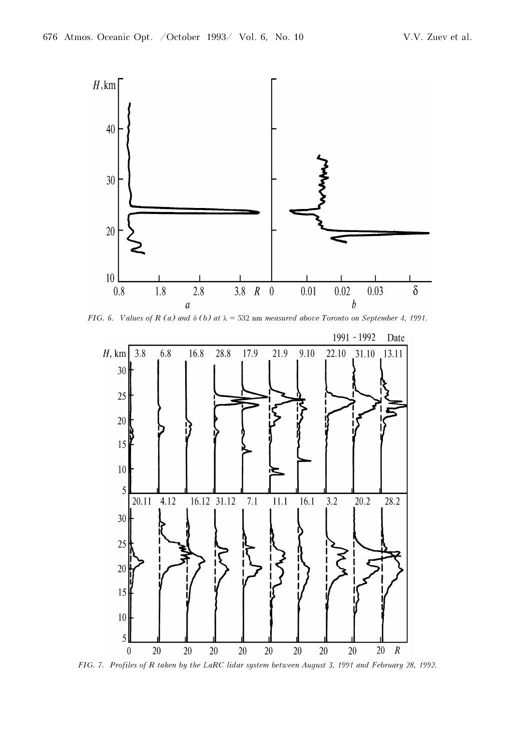FIG. 6. *Values of $R$ (a) and $\delta$ (b) at $\lambda$ = 532 nm measured above Toronto on September 4, 1991.*

FIG. 7. *Profiles of $R$ taken by the LaRC lidar system between August 3, 1991 and February 28, 1992.*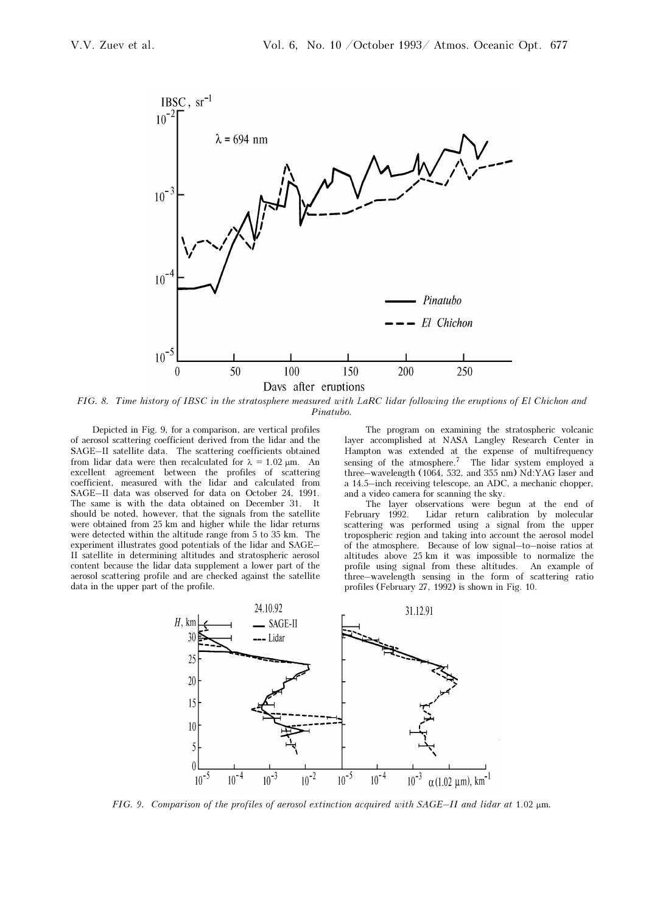FIG. 8. *Time history of IBSC in the stratosphere measured with LaRC lidar following the eruptions of El Chichon and Pinatubo.*

Depicted in Fig. 9, for a comparison, are vertical profiles of aerosol scattering coefficient derived from the lidar and the SAGE–II satellite data. The scattering coefficients obtained from lidar data were then recalculated for $\lambda = 1.02$ μm. An excellent agreement between the profiles of scattering coefficient, measured with the lidar and calculated from SAGE–II data was observed for data on October 24, 1991. The same is with the data obtained on December 31. It should be noted, however, that the signals from the satellite were obtained from 25 km and higher while the lidar returns were detected within the altitude range from 5 to 35 km. The experiment illustrates good potentials of the lidar and SAGE–II satellite in determining altitudes and stratospheric aerosol content because the lidar data supplement a lower part of the aerosol scattering profile and are checked against the satellite data in the upper part of the profile.

The program on examining the stratospheric volcanic layer accomplished at NASA Langley Research Center in Hampton was extended at the expense of multifrequency sensing of the atmosphere.[7] The lidar system employed a three–wavelength (1064, 532, and 355 nm) Nd:YAG laser and a 14.5–inch receiving telescope, an ADC, a mechanic chopper, and a video camera for scanning the sky.

The layer observations were begun at the end of February 1992. Lidar return calibration by molecular scattering was performed using a signal from the upper tropospheric region and taking into account the aerosol model of the atmosphere. Because of low signal–to–noise ratios at altitudes above 25 km it was impossible to normalize the profile using signal from these altitudes. An example of three–wavelength sensing in the form of scattering ratio profiles (February 27, 1992) is shown in Fig. 10.

FIG. 9. *Comparison of the profiles of aerosol extinction acquired with SAGE–II and lidar at* 1.02 μm.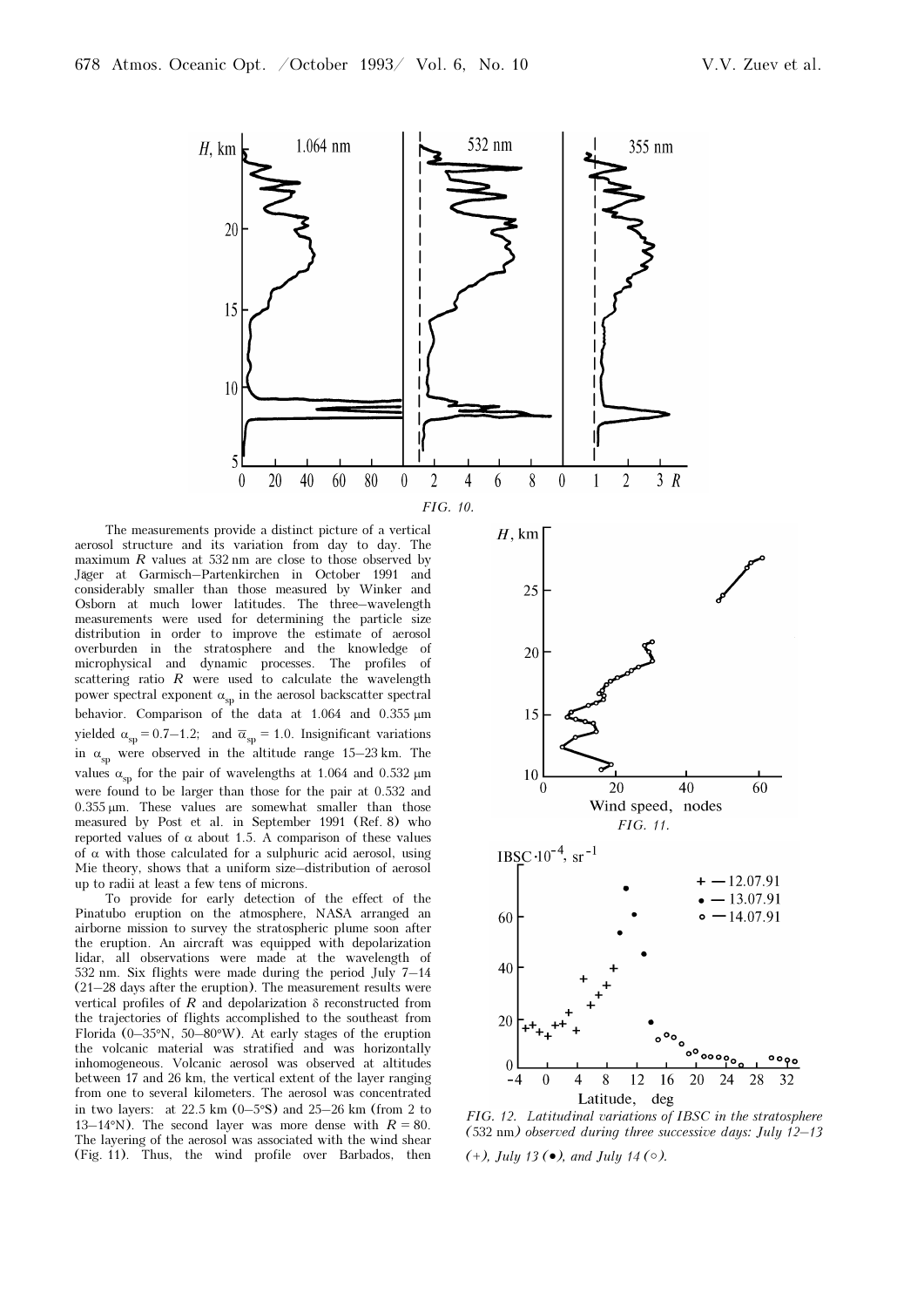*FIG. 10.*

The measurements provide a distinct picture of a vertical aerosol structure and its variation from day to day. The maximum $R$ values at 532 nm are close to those observed by Jäger at Garmisch–Partenkirchen in October 1991 and considerably smaller than those measured by Winker and Osborn at much lower latitudes. The three–wavelength measurements were used for determining the particle size distribution in order to improve the estimate of aerosol overburden in the stratosphere and the knowledge of microphysical and dynamic processes. The profiles of scattering ratio $R$ were used to calculate the wavelength power spectral exponent $\alpha_{sp}$ in the aerosol backscatter spectral behavior. Comparison of the data at 1.064 and 0.355 μm yielded $\alpha_{sp} = 0.7–1.2$; and $\overline{\alpha}_{sp} = 1.0$. Insignificant variations in $\alpha_{sp}$ were observed in the altitude range 15–23 km. The values $\alpha_{sp}$ for the pair of wavelengths at 1.064 and 0.532 μm were found to be larger than those for the pair at 0.532 and 0.355 μm. These values are somewhat smaller than those measured by Post et al. in September 1991 (Ref. 8) who reported values of $\alpha$ about 1.5. A comparison of these values of $\alpha$ with those calculated for a sulphuric acid aerosol, using Mie theory, shows that a uniform size–distribution of aerosol up to radii at least a few tens of microns.

To provide for early detection of the effect of the Pinatubo eruption on the atmosphere, NASA arranged an airborne mission to survey the stratospheric plume soon after the eruption. An aircraft was equipped with depolarization lidar, all observations were made at the wavelength of 532 nm. Six flights were made during the period July 7–14 (21–28 days after the eruption). The measurement results were vertical profiles of $R$ and depolarization $\delta$ reconstructed from the trajectories of flights accomplished to the southeast from Florida (0–35°N, 50–80°W). At early stages of the eruption the volcanic material was stratified and was horizontally inhomogeneous. Volcanic aerosol was observed at altitudes between 17 and 26 km, the vertical extent of the layer ranging from one to several kilometers. The aerosol was concentrated in two layers: at 22.5 km (0–5°S) and 25–26 km (from 2 to 13–14°N). The second layer was more dense with $R = 80$. The layering of the aerosol was associated with the wind shear (Fig. 11). Thus, the wind profile over Barbados, then

*FIG. 11.*

*FIG. 12. Latitudinal variations of IBSC in the stratosphere (532 nm) observed during three successive days: July 12–13 (+), July 13 (•), and July 14 (○).*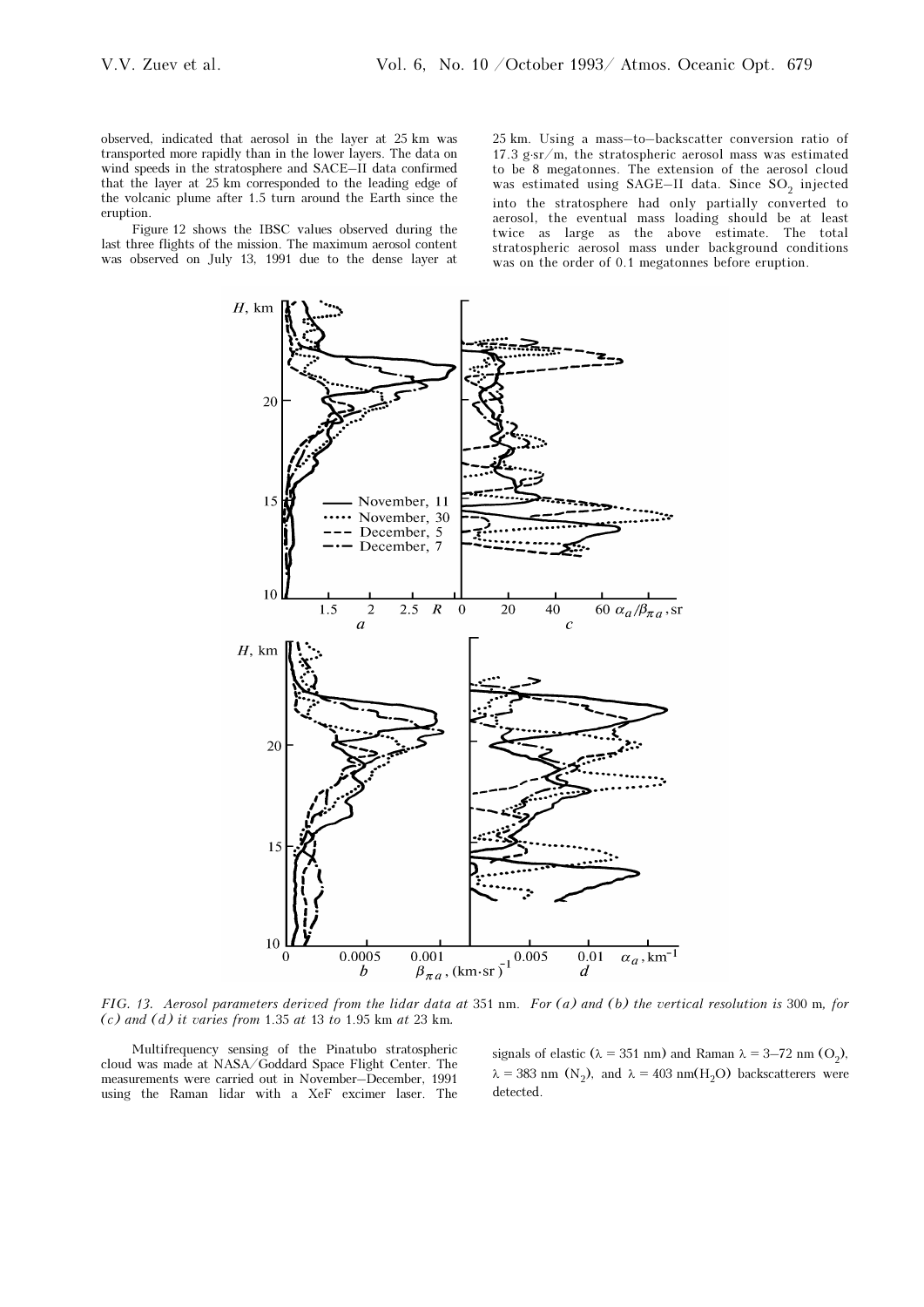observed, indicated that aerosol in the layer at 25 km was transported more rapidly than in the lower layers. The data on wind speeds in the stratosphere and SACE–II data confirmed that the layer at 25 km corresponded to the leading edge of the volcanic plume after 1.5 turn around the Earth since the eruption.

Figure 12 shows the IBSC values observed during the last three flights of the mission. The maximum aerosol content was observed on July 13, 1991 due to the dense layer at 25 km. Using a mass–to–backscatter conversion ratio of 17.3 g·sr/m, the stratospheric aerosol mass was estimated to be 8 megatonnes. The extension of the aerosol cloud was estimated using SAGE–II data. Since $SO_2$ injected into the stratosphere had only partially converted to aerosol, the eventual mass loading should be at least twice as large as the above estimate. The total stratospheric aerosol mass under background conditions was on the order of 0.1 megatonnes before eruption.

*FIG. 13. Aerosol parameters derived from the lidar data at* 351 nm. *For (a) and (b) the vertical resolution is* 300 m*, for (c) and (d) it varies from* 1.35 *at* 13 *to* 1.95 km *at* 23 km*.*

Multifrequency sensing of the Pinatubo stratospheric cloud was made at NASA/Goddard Space Flight Center. The measurements were carried out in November–December, 1991 using the Raman lidar with a XeF excimer laser. The signals of elastic ($\lambda$ = 351 nm) and Raman $\lambda$ = 3–72 nm ($O_2$), $\lambda$ = 383 nm ($N_2$), and $\lambda$ = 403 nm($H_2O$) backscatterers were detected.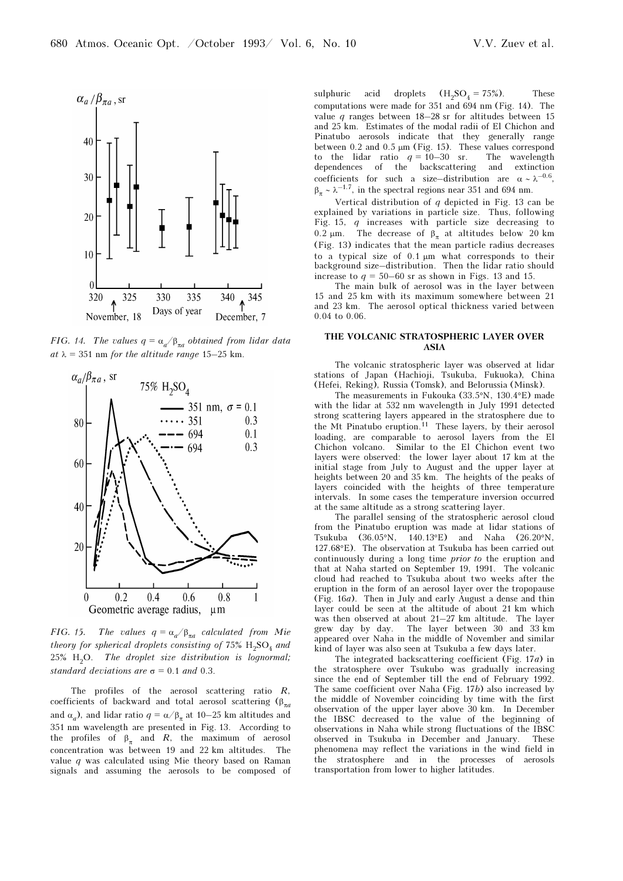*FIG. 14. The values $q = \alpha_a/\beta_{\pi a}$ obtained from lidar data at $\lambda$ = 351 nm for the altitude range 15–25 km.*

*FIG. 15. The values $q = \alpha_a/\beta_{\pi a}$ calculated from Mie theory for spherical droplets consisting of 75% $H_2SO_4$ and 25% $H_2O$. The droplet size distribution is lognormal; standard deviations are $\sigma$ = 0.1 and 0.3.*

The profiles of the aerosol scattering ratio $R$, coefficients of backward and total aerosol scattering ($\beta_{\pi a}$ and $\alpha_a$), and lidar ratio $q = \alpha/\beta_\pi$ at 10–25 km altitudes and 351 nm wavelength are presented in Fig. 13. According to the profiles of $\beta_\pi$ and $R$, the maximum of aerosol concentration was between 19 and 22 km altitudes. The value $q$ was calculated using Mie theory based on Raman signals and assuming the aerosols to be composed of sulphuric acid droplets ($H_2SO_4$ = 75%). These computations were made for 351 and 694 nm (Fig. 14). The value $q$ ranges between 18–28 sr for altitudes between 15 and 25 km. Estimates of the modal radii of El Chichon and Pinatubo aerosols indicate that they generally range between 0.2 and 0.5 μm (Fig. 15). These values correspond to the lidar ratio $q$ = 10–30 sr. The wavelength dependences of the backscattering and extinction coefficients for such a size–distribution are $\alpha \sim \lambda^{-0.6}$, $\beta_\pi \sim \lambda^{-1.7}$, in the spectral regions near 351 and 694 nm.

Vertical distribution of $q$ depicted in Fig. 13 can be explained by variations in particle size. Thus, following Fig. 15, $q$ increases with particle size decreasing to 0.2 μm. The decrease of $\beta_\pi$ at altitudes below 20 km (Fig. 13) indicates that the mean particle radius decreases to a typical size of 0.1 μm what corresponds to their background size–distribution. Then the lidar ratio should increase to $q$ = 50–60 sr as shown in Figs. 13 and 15.

The main bulk of aerosol was in the layer between 15 and 25 km with its maximum somewhere between 21 and 23 km. The aerosol optical thickness varied between 0.04 to 0.06.

## THE VOLCANIC STRATOSPHERIC LAYER OVER ASIA

The volcanic stratospheric layer was observed at lidar stations of Japan (Hachioji, Tsukuba, Fukuoka), China (Hefei, Reking), Russia (Tomsk), and Belorussia (Minsk).

The measurements in Fukouka (33.5°N, 130.4°E) made with the lidar at 532 nm wavelength in July 1991 detected strong scattering layers appeared in the stratosphere due to the Mt Pinatubo eruption.[11] These layers, by their aerosol loading, are comparable to aerosol layers from the El Chichon volcano. Similar to the El Chichon event two layers were observed: the lower layer about 17 km at the initial stage from July to August and the upper layer at heights between 20 and 35 km. The heights of the peaks of layers coincided with the heights of three temperature intervals. In some cases the temperature inversion occurred at the same altitude as a strong scattering layer.

The parallel sensing of the stratospheric aerosol cloud from the Pinatubo eruption was made at lidar stations of Tsukuba (36.05°N, 140.13°E) and Naha (26.20°N, 127.68°E). The observation at Tsukuba has been carried out continuously during a long time *prior to* the eruption and that at Naha started on September 19, 1991. The volcanic cloud had reached to Tsukuba about two weeks after the eruption in the form of an aerosol layer over the tropopause (Fig. 16*a*). Then in July and early August a dense and thin layer could be seen at the altitude of about 21 km which was then observed at about 21–27 km altitude. The layer grew day by day. The layer between 30 and 33 km appeared over Naha in the middle of November and similar kind of layer was also seen at Tsukuba a few days later.

The integrated backscattering coefficient (Fig. 17*a*) in the stratosphere over Tsukubo was gradually increasing since the end of September till the end of February 1992. The same coefficient over Naha (Fig. 17*b*) also increased by the middle of November coinciding by time with the first observation of the upper layer above 30 km. In December the IBSC decreased to the value of the beginning of observations in Naha while strong fluctuations of the IBSC observed in Tsukuba in December and January. These phenomena may reflect the variations in the wind field in the stratosphere and in the processes of aerosols transportation from lower to higher latitudes.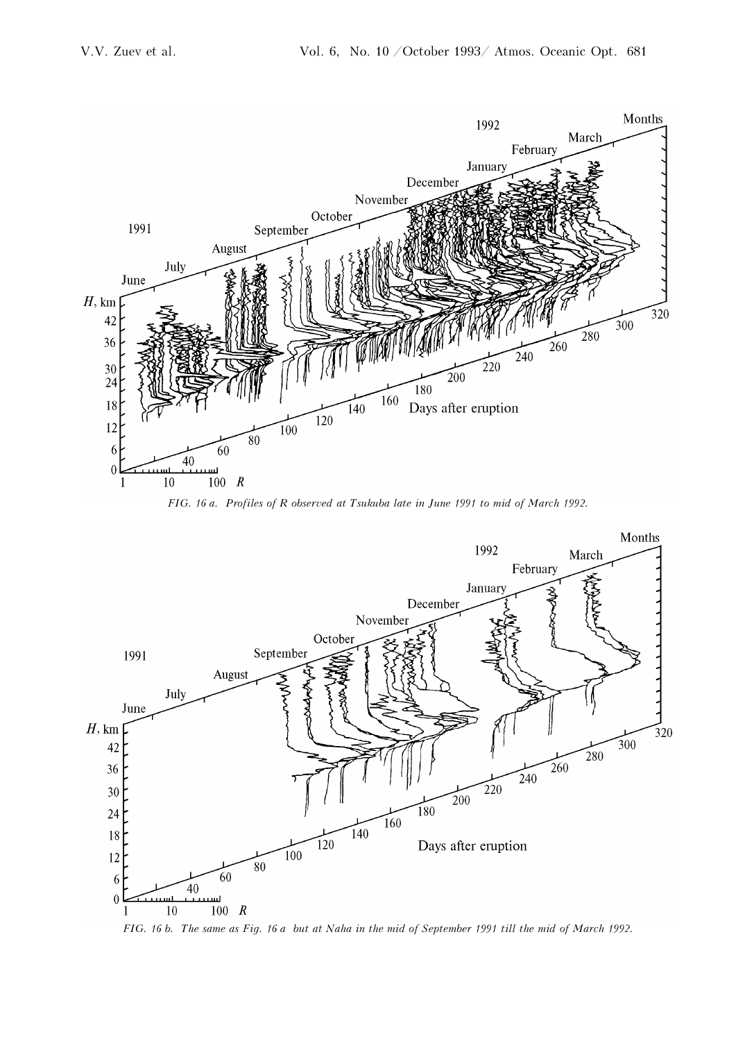FIG. 16 a. Profiles of R observed at Tsukuba late in June 1991 to mid of March 1992.

FIG. 16 b. The same as Fig. 16 a but at Naha in the mid of September 1991 till the mid of March 1992.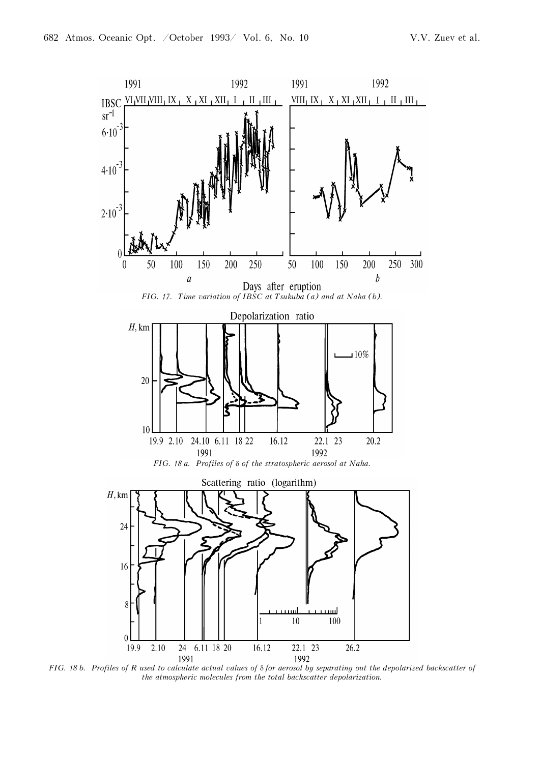FIG. 17. *Time variation of IBSC at Tsukuba (a) and at Naha (b).*

FIG. 18 a. *Profiles of δ of the stratospheric aerosol at Naha.*

FIG. 18 b. *Profiles of R used to calculate actual values of δ for aerosol by separating out the depolarized backscatter of the atmospheric molecules from the total backscatter depolarization.*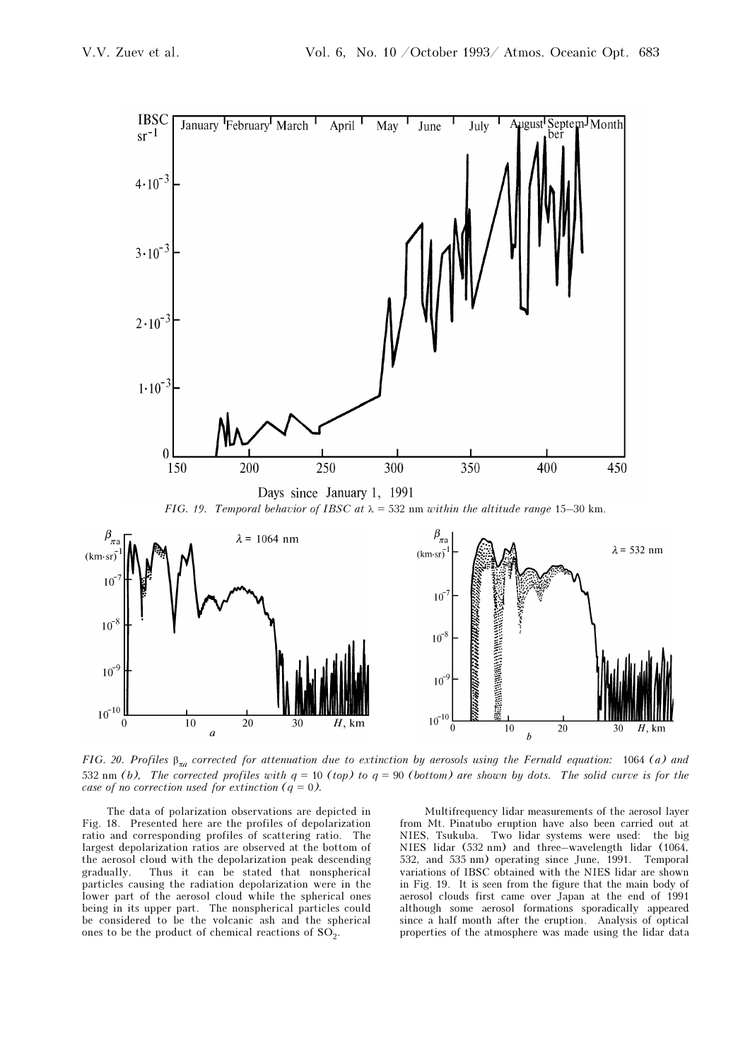*FIG. 19. Temporal behavior of IBSC at $\lambda = 532$ nm within the altitude range 15–30 km.*

*FIG. 20. Profiles $\beta_{\pi a}$ corrected for attenuation due to extinction by aerosols using the Fernald equation:* 1064 *(a) and* 532 nm *(b), The corrected profiles with $q = 10$ (top) to $q = 90$ (bottom) are shown by dots. The solid curve is for the case of no correction used for extinction ($q = 0$).*

The data of polarization observations are depicted in Fig. 18. Presented here are the profiles of depolarization ratio and corresponding profiles of scattering ratio. The largest depolarization ratios are observed at the bottom of the aerosol cloud with the depolarization peak descending gradually. Thus it can be stated that nonspherical particles causing the radiation depolarization were in the lower part of the aerosol cloud while the spherical ones being in its upper part. The nonspherical particles could be considered to be the volcanic ash and the spherical ones to be the product of chemical reactions of $SO_2$.

Multifrequency lidar measurements of the aerosol layer from Mt. Pinatubo eruption have also been carried out at NIES, Tsukuba. Two lidar systems were used: the big NIES lidar (532 nm) and three–wavelength lidar (1064, 532, and 535 nm) operating since June, 1991. Temporal variations of IBSC obtained with the NIES lidar are shown in Fig. 19. It is seen from the figure that the main body of aerosol clouds first came over Japan at the end of 1991 although some aerosol formations sporadically appeared since a half month after the eruption. Analysis of optical properties of the atmosphere was made using the lidar data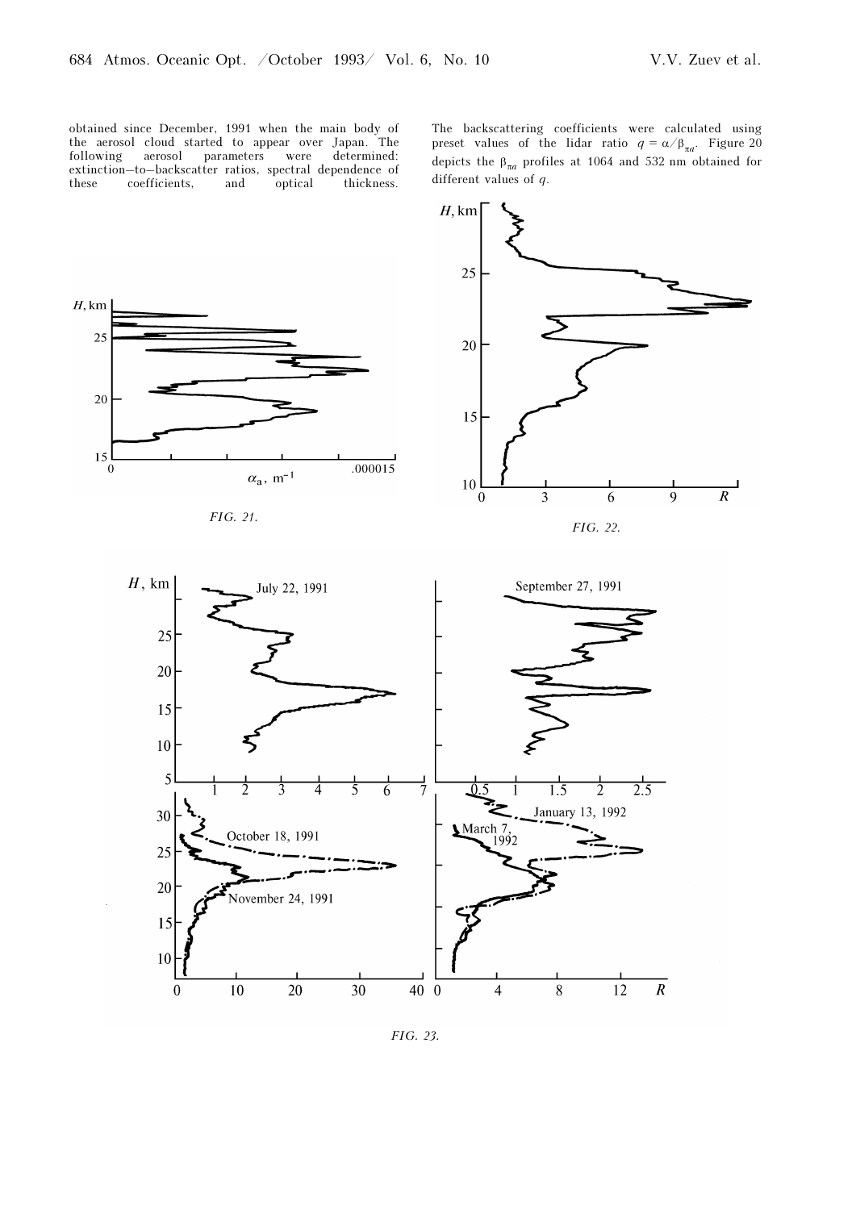obtained since December, 1991 when the main body of the aerosol cloud started to appear over Japan. The following aerosol parameters were determined: extinction–to–backscatter ratios, spectral dependence of these coefficients, and optical thickness.

The backscattering coefficients were calculated using preset values of the lidar ratio $q = \alpha/\beta_{\pi a}$. Figure 20 depicts the $\beta_{\pi a}$ profiles at 1064 and 532 nm obtained for different values of $q$.

FIG. 21.

FIG. 22.

FIG. 23.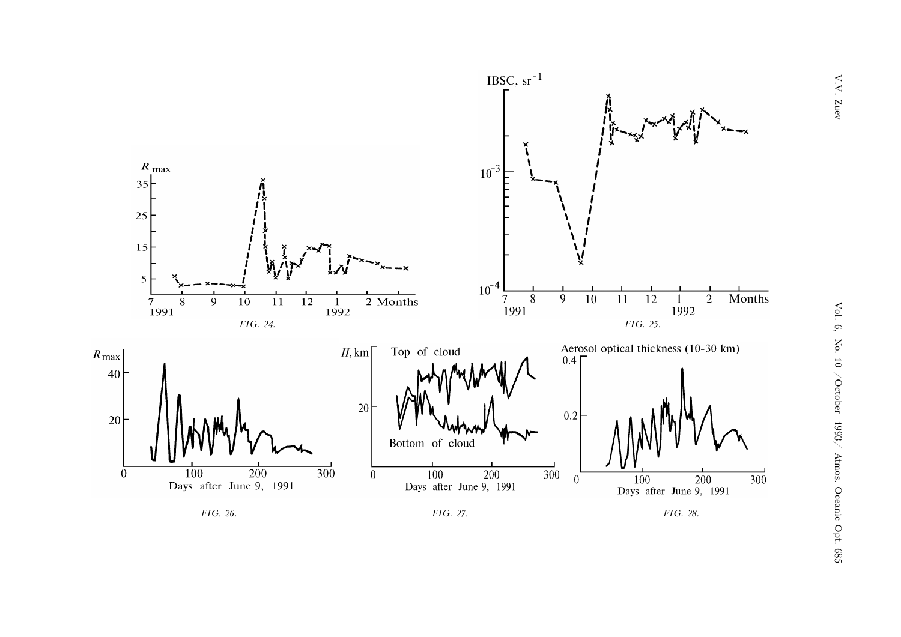FIG. 24.

FIG. 25.

FIG. 26.

FIG. 27.

FIG. 28.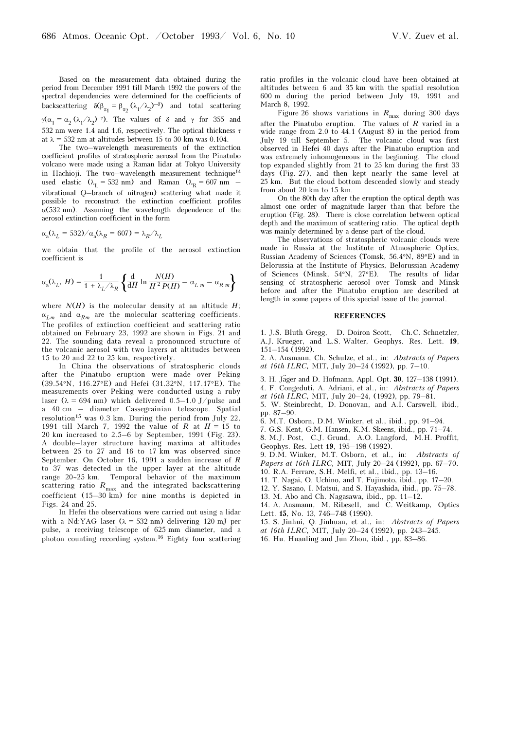Based on the measurement data obtained during the period from December 1991 till March 1992 the powers of the spectral dependencies were determined for the coefficients of backscattering $\delta(\beta_{\pi 1} = \beta_{\pi 2}\,(\lambda_1/\lambda_2)^{-\delta})$ and total scattering $\gamma(\alpha_1 = \alpha_2\,(\lambda_1/\lambda_2)^{-\gamma})$. The values of $\delta$ and $\gamma$ for 355 and 532 nm were 1.4 and 1.6, respectively. The optical thickness $\tau$ at $\lambda = 532$ nm at altitudes between 15 to 30 km was 0.104.

The two–wavelength measurements of the extinction coefficient profiles of stratospheric aerosol from the Pinatubo volcano were made using a Raman lidar at Tokyo University in Hachioji. The two–wavelength measurement technique[14] used elastic ($\lambda_L = 532$ nm) and Raman ($\lambda_R = 607$ nm – vibrational $Q$–branch of nitrogen) scattering what made it possible to reconstruct the extinction coefficient profiles $\alpha(532$ nm). Assuming the wavelength dependence of the aerosol extinction coefficient in the form

$$\alpha_a(\lambda_L = 532)/\alpha_a(\lambda_R = 607) = \lambda_R/\lambda_L$$

we obtain that the profile of the aerosol extinction coefficient is

$$\alpha_a(\lambda_L,\, H) = \frac{1}{1 + \lambda_L/\lambda_R}\left\{\frac{\mathrm{d}}{\mathrm{d}H}\ln\frac{N(H)}{H^2\,P(H)} - \alpha_{L\,m} - \alpha_{R\,m}\right\}$$

where $N(H)$ is the molecular density at an altitude $H$; $\alpha_{Lm}$ and $\alpha_{Rm}$ are the molecular scattering coefficients. The profiles of extinction coefficient and scattering ratio obtained on February 23, 1992 are shown in Figs. 21 and 22. The sounding data reveal a pronounced structure of the volcanic aerosol with two layers at altitudes between 15 to 20 and 22 to 25 km, respectively.

In China the observations of stratospheric clouds after the Pinatubo eruption were made over Peking (39.54°N, 116.27°E) and Hefei (31.32°N, 117.17°E). The measurements over Peking were conducted using a ruby laser ($\lambda = 694$ nm) which delivered 0.5–1.0 J/pulse and a 40 cm – diameter Cassegrainian telescope. Spatial resolution[15] was 0.3 km. During the period from July 22, 1991 till March 7, 1992 the value of $R$ at $H = 15$ to 20 km increased to 2.5–6 by September, 1991 (Fig. 23). A double–layer structure having maxima at altitudes between 25 to 27 and 16 to 17 km was observed since September. On October 16, 1991 a sudden increase of $R$ to 37 was detected in the upper layer at the altitude range 20~25 km. Temporal behavior of the maximum scattering ratio $R_{\max}$ and the integrated backscattering coefficient (15–30 km) for nine months is depicted in Figs. 24 and 25.

In Hefei the observations were carried out using a lidar with a Nd:YAG laser ($\lambda = 532$ nm) delivering 120 mJ per pulse, a receiving telescope of 625 mm diameter, and a photon counting recording system.[16] Eighty four scattering ratio profiles in the volcanic cloud have been obtained at altitudes between 6 and 35 km with the spatial resolution 600 m during the period between July 19, 1991 and March 8, 1992.

Figure 26 shows variations in $R_{\max}$ during 300 days after the Pinatubo eruption. The values of $R$ varied in a wide range from 2.0 to 44.1 (August 8) in the period from July 19 till September 5. The volcanic cloud was first observed in Hefei 40 days after the Pinatubo eruption and was extremely inhomogeneous in the beginning. The cloud top expanded slightly from 21 to 25 km during the first 33 days (Fig. 27), and then kept nearly the same level at 25 km. But the cloud bottom descended slowly and steady from about 20 km to 15 km.

On the 80th day after the eruption the optical depth was almost one order of magnitude larger than that before the eruption (Fig. 28). There is close correlation between optical depth and the maximum of scattering ratio. The optical depth was mainly determined by a dense part of the cloud.

The observations of stratospheric volcanic clouds were made in Russia at the Institute of Atmospheric Optics, Russian Academy of Sciences (Tomsk, 56.4°N, 89°E) and in Belorussia at the Institute of Physics, Belorussian Academy of Sciences (Minsk, 54°N, 27°E). The results of lidar sensing of stratospheric aerosol over Tomsk and Minsk before and after the Pinatubo eruption are described at length in some papers of this special issue of the journal.

## REFERENCES

1. J.S. Bluth Gregg, D. Doiron Scott, Ch.C. Schnetzler, A.J. Krueger, and L.S. Walter, Geophys. Res. Lett. **19**, 151–154 (1992).
2. A. Ansmann, Ch. Schulze, et al., in: *Abstracts of Papers at 16th ILRC,* MIT, July 20–24 (1992), pp. 7–10.
3. H. Jäger and D. Hofmann, Appl. Opt. **30**, 127–138 (1991).
4. F. Congeduti, A. Adriani, et al., in: *Abstracts of Papers at 16th ILRC,* MIT, July 20–24, (1992), pp. 79–81.
5. W. Steinbrecht, D. Donovan, and A.I. Carswell, ibid., pp. 87–90.
6. M.T. Osborn, D.M. Winker, et al., ibid., pp. 91–94.
7. G.S. Kent, G.M. Hansen, K.M. Skeens, ibid., pp. 71–74.
8. M.J. Post, C.J. Grund, A.O. Langford, M.H. Proffit, Geophys. Res. Lett **19**, 195–198 (1992).
9. D.M. Winker, M.T. Osborn, et al., in: *Abstracts of Papers at 16th ILRC,* MIT, July 20–24 (1992), pp. 67–70.
10. R.A. Ferrare, S.H. Melfi, et al., ibid., pp. 13–16.
11. T. Nagai, O. Uchino, and T. Fujimoto, ibid., pp. 17–20.
12. Y. Sasano, I. Matsui, and S. Hayashida, ibid., pp. 75–78.
13. M. Abo and Ch. Nagasawa, ibid., pp. 11–12.
14. A. Ansmann, M. Ribesell, and C. Weitkamp, Optics Lett. **15**, No. 13, 746–748 (1990).
15. S. Jinhui, Q. Jinhuan, et al., in: *Abstracts of Papers at 16th ILRC,* MIT, July 20–24 (1992), pp. 243–245.
16. Hu. Huanling and Jun Zhou, ibid., pp. 83–86.